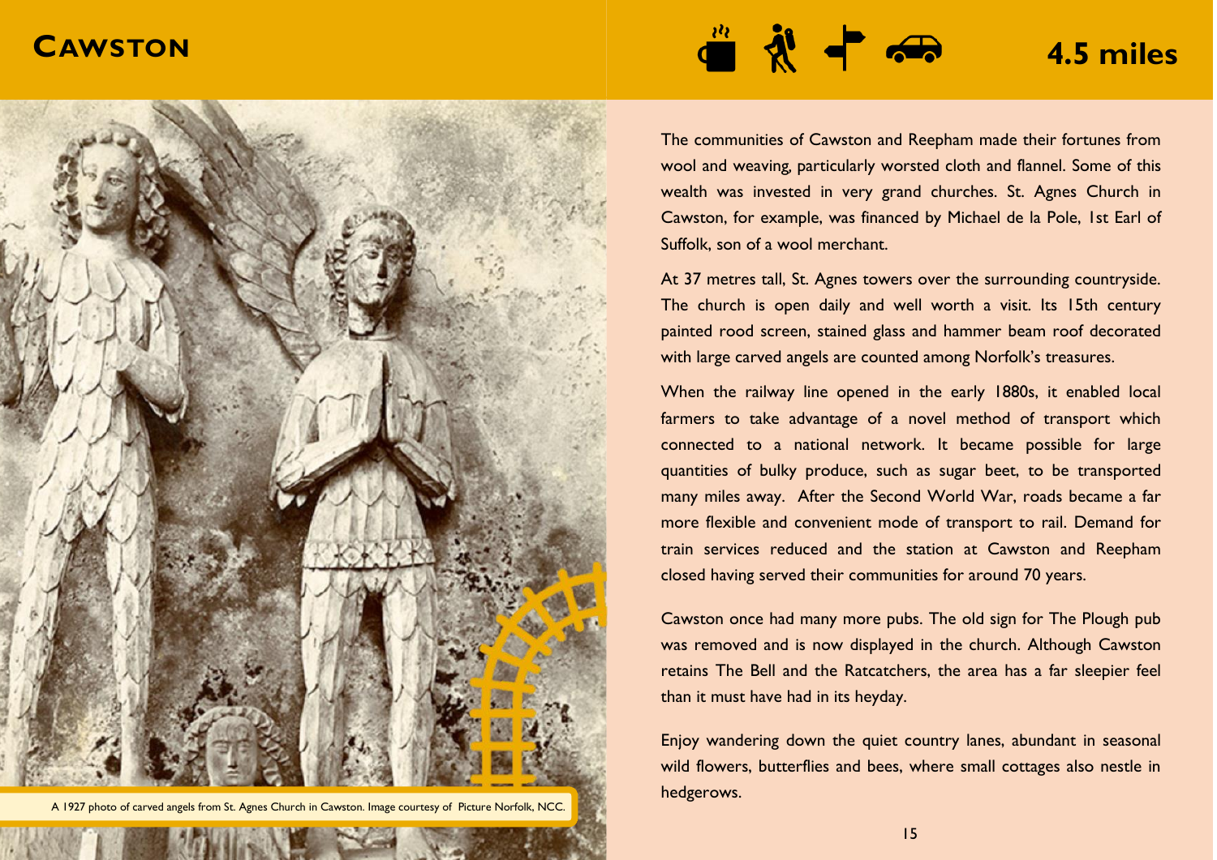# Cawston

**4.5 miles**

A 1927 photo of carved angels from St. Agnes Church in Cawston. Image courtesy of Picture Norfolk, NCC.

The communities of Cawston and Reepham made their fortunes from wool and weaving, particularly worsted cloth and flannel. Some of this wealth was invested in very grand churches. St. Agnes Church in Cawston, for example, was financed by Michael de la Pole, 1st Earl of Suffolk, son of a wool merchant.

At 37 metres tall, St. Agnes towers over the surrounding countryside. The church is open daily and well worth a visit. Its 15th century painted rood screen, stained glass and hammer beam roof decorated with large carved angels are counted among Norfolk's treasures.

When the railway line opened in the early 1880s, it enabled local farmers to take advantage of a novel method of transport which connected to a national network. It became possible for large quantities of bulky produce, such as sugar beet, to be transported many miles away. After the Second World War, roads became a far more flexible and convenient mode of transport to rail. Demand for train services reduced and the station at Cawston and Reepham closed having served their communities for around 70 years.

Cawston once had many more pubs. The old sign for The Plough pub was removed and is now displayed in the church. Although Cawston retains The Bell and the Ratcatchers, the area has a far sleepier feel than it must have had in its heyday.

Enjoy wandering down the quiet country lanes, abundant in seasonal wild flowers, butterflies and bees, where small cottages also nestle in hedgerows.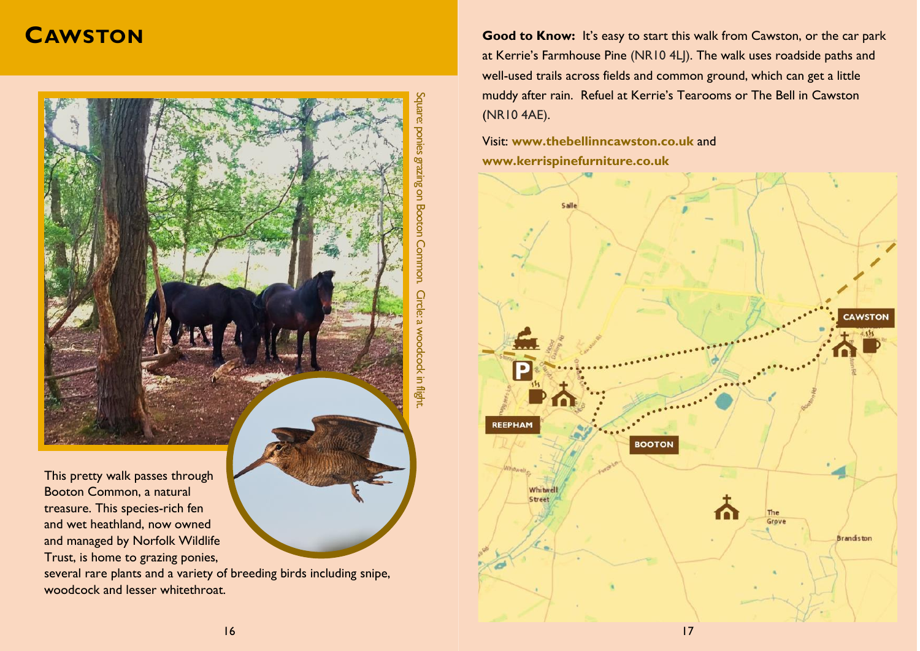# Cawston

Square: ponies grazing on Booton Common. Circle: a woodcock in flight.

This pretty walk passes through Booton Common, a natural treasure. This species-rich fen and wet heathland, now owned and managed by Norfolk Wildlife Trust, is home to grazing ponies, several rare plants and a variety of breeding birds including snipe, woodcock and lesser whitethroat.

**Good to Know:** It's easy to start this walk from Cawston, or the car park at Kerrie's Farmhouse Pine (NR10 4LJ). The walk uses roadside paths and well-used trails across fields and common ground, which can get a little muddy after rain. Refuel at Kerrie's Tearooms or The Bell in Cawston (NR10 4AE).

Visit: **www.thebellinncawston.co.uk** and **www.kerrispinefurniture.co.uk**

Salle
CAWSTON
REEPHAM
BOOTON
Whitwell Street
The Grove
Brandiston